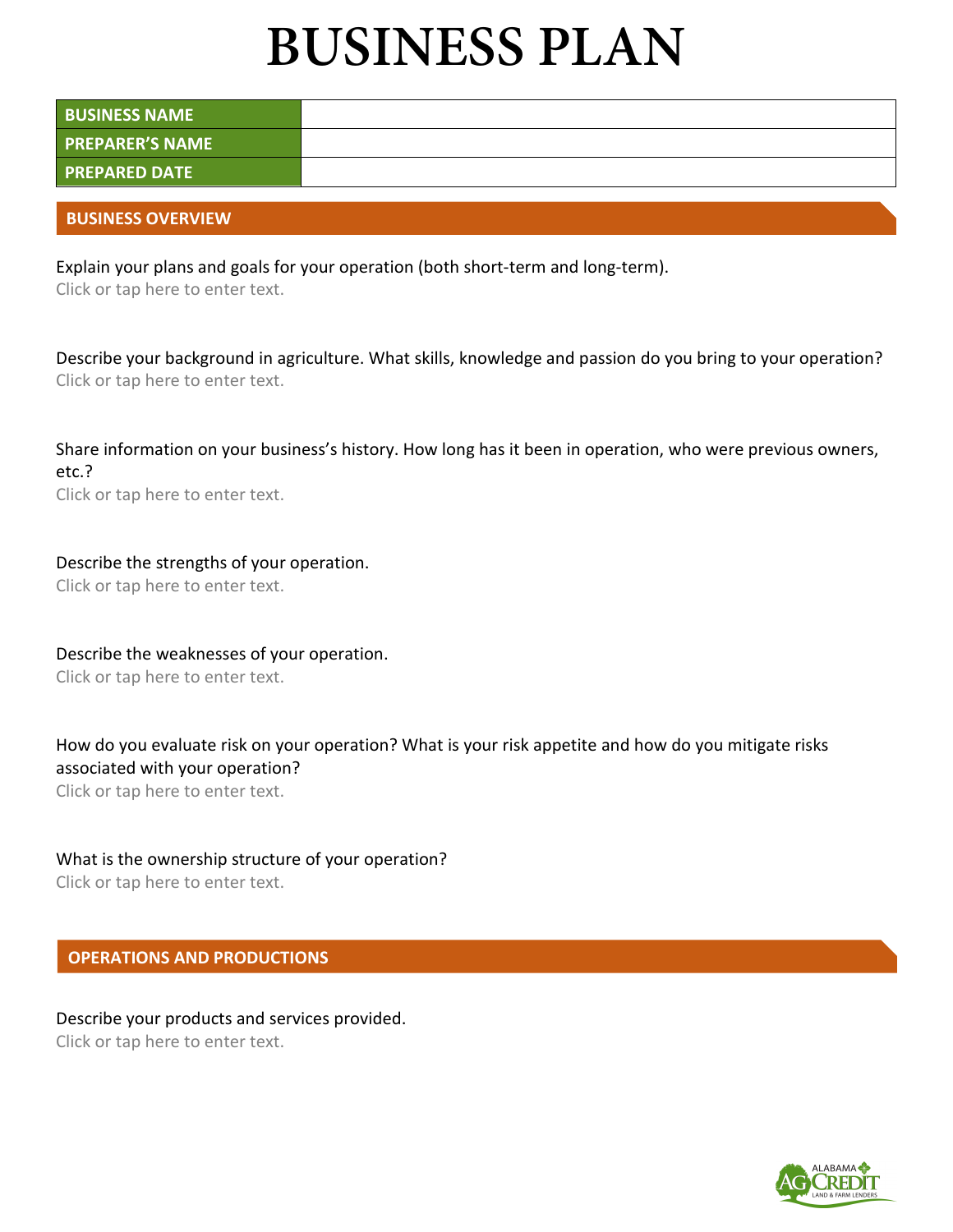# BUSINESS PLAN

| BUSINESS NAME | |
|---|---|
| PREPARER'S NAME | |
| PREPARED DATE | |

## BUSINESS OVERVIEW

Explain your plans and goals for your operation (both short-term and long-term).
Click or tap here to enter text.

Describe your background in agriculture. What skills, knowledge and passion do you bring to your operation?
Click or tap here to enter text.

Share information on your business's history. How long has it been in operation, who were previous owners, etc.?
Click or tap here to enter text.

Describe the strengths of your operation.
Click or tap here to enter text.

Describe the weaknesses of your operation.
Click or tap here to enter text.

How do you evaluate risk on your operation? What is your risk appetite and how do you mitigate risks associated with your operation?
Click or tap here to enter text.

What is the ownership structure of your operation?
Click or tap here to enter text.

## OPERATIONS AND PRODUCTIONS

Describe your products and services provided.
Click or tap here to enter text.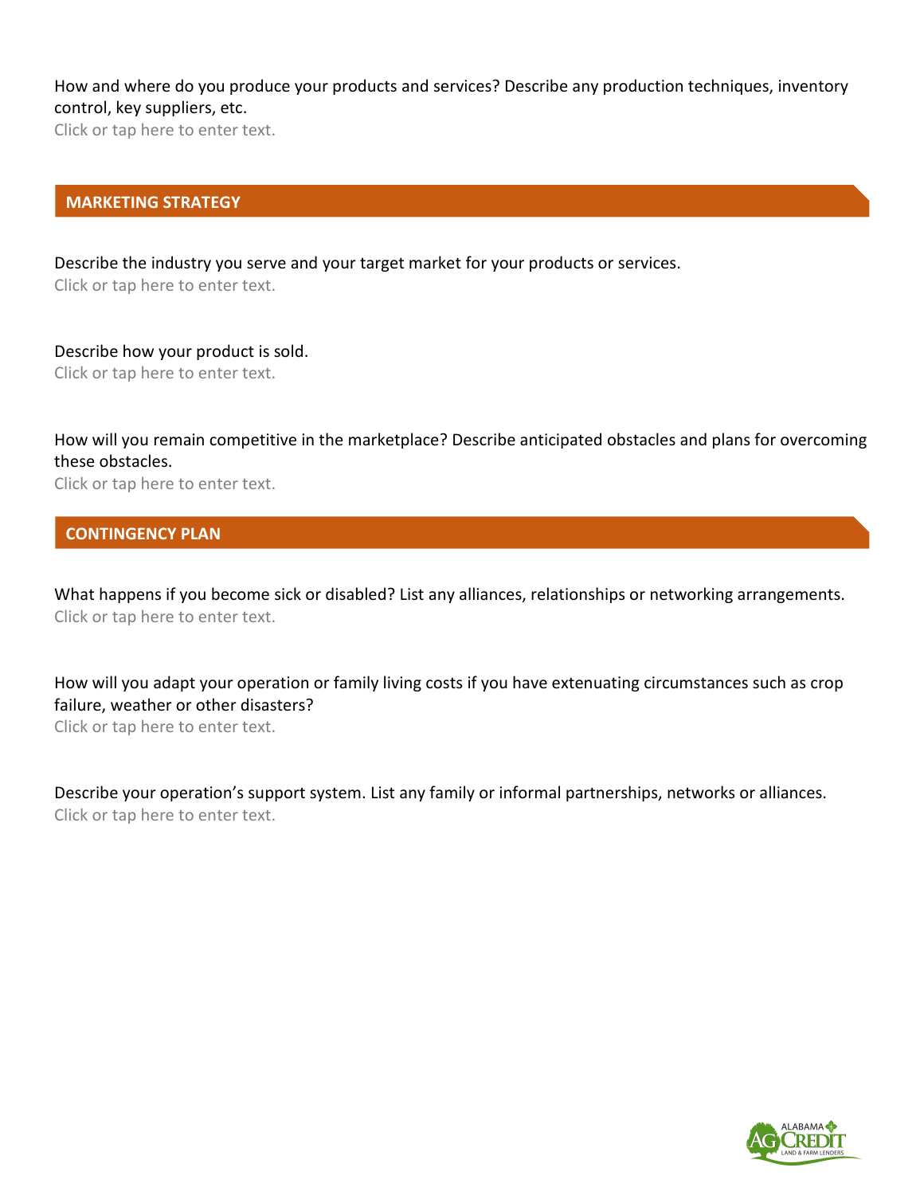How and where do you produce your products and services? Describe any production techniques, inventory control, key suppliers, etc.

Click or tap here to enter text.

## MARKETING STRATEGY

Describe the industry you serve and your target market for your products or services.

Click or tap here to enter text.

Describe how your product is sold.

Click or tap here to enter text.

How will you remain competitive in the marketplace? Describe anticipated obstacles and plans for overcoming these obstacles.

Click or tap here to enter text.

## CONTINGENCY PLAN

What happens if you become sick or disabled? List any alliances, relationships or networking arrangements.

Click or tap here to enter text.

How will you adapt your operation or family living costs if you have extenuating circumstances such as crop failure, weather or other disasters?

Click or tap here to enter text.

Describe your operation's support system. List any family or informal partnerships, networks or alliances.

Click or tap here to enter text.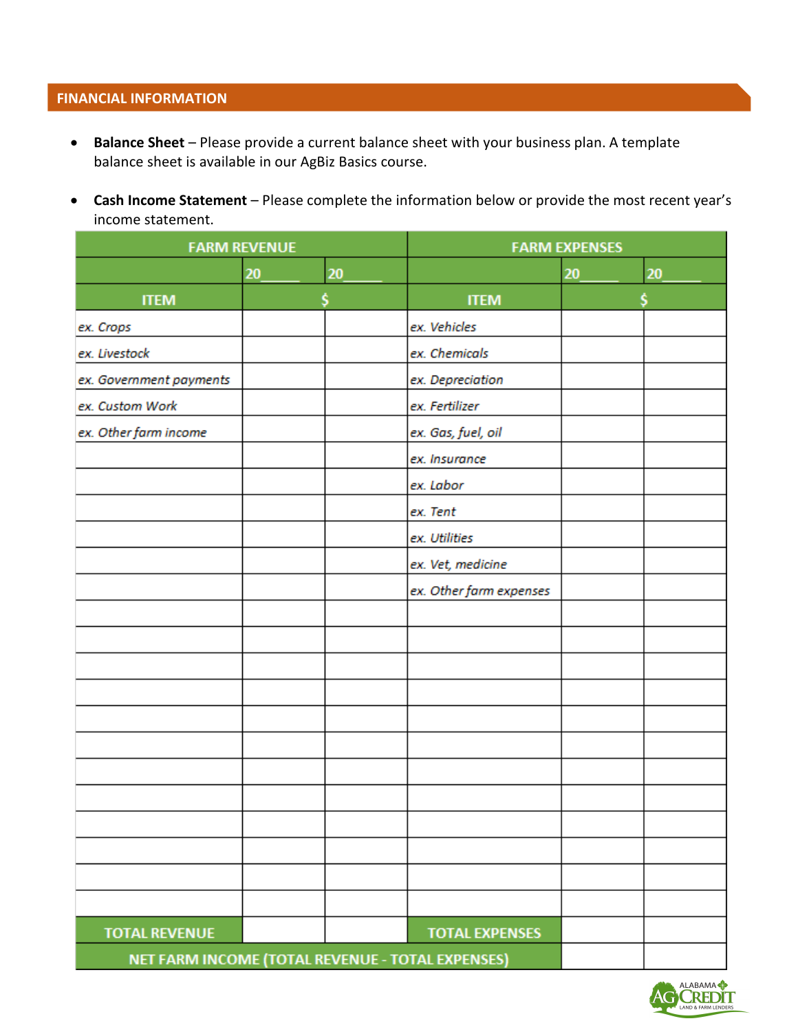## FINANCIAL INFORMATION

- **Balance Sheet** – Please provide a current balance sheet with your business plan. A template balance sheet is available in our AgBiz Basics course.

- **Cash Income Statement** – Please complete the information below or provide the most recent year's income statement.

| FARM REVENUE | | | FARM EXPENSES | | |
|---|---|---|---|---|---|
| | 20_____ | 20_____ | | 20_____ | 20_____ |
| ITEM | $ | | ITEM | $ | |
| *ex. Crops* | | | *ex. Vehicles* | | |
| *ex. Livestock* | | | *ex. Chemicals* | | |
| *ex. Government payments* | | | *ex. Depreciation* | | |
| *ex. Custom Work* | | | *ex. Fertilizer* | | |
| *ex. Other farm income* | | | *ex. Gas, fuel, oil* | | |
| | | | *ex. Insurance* | | |
| | | | *ex. Labor* | | |
| | | | *ex. Tent* | | |
| | | | *ex. Utilities* | | |
| | | | *ex. Vet, medicine* | | |
| | | | *ex. Other farm expenses* | | |
| | | | | | |
| | | | | | |
| | | | | | |
| | | | | | |
| | | | | | |
| | | | | | |
| | | | | | |
| | | | | | |
| | | | | | |
| | | | | | |
| | | | | | |
| | | | | | |
| TOTAL REVENUE | | | TOTAL EXPENSES | | |
| NET FARM INCOME (TOTAL REVENUE - TOTAL EXPENSES) | | | | | |